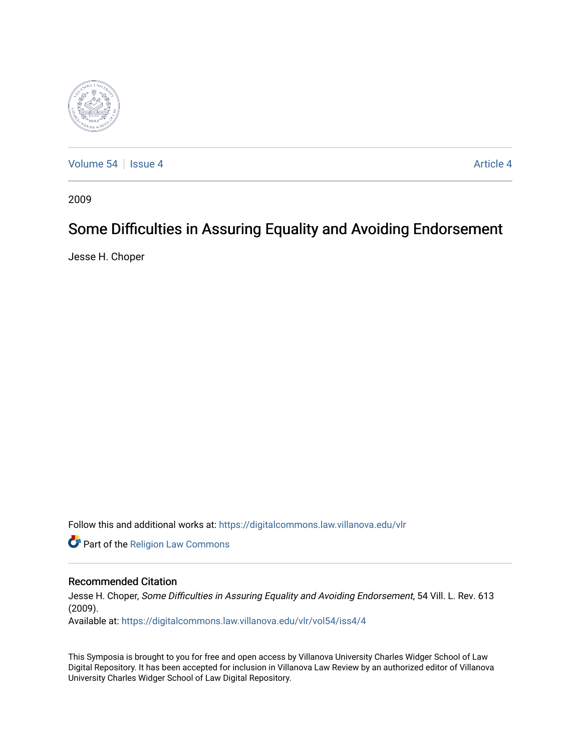Volume 54 | Issue 4 Article 4

2009

# Some Difficulties in Assuring Equality and Avoiding Endorsement

Jesse H. Choper

Follow this and additional works at: https://digitalcommons.law.villanova.edu/vlr

Part of the Religion Law Commons

## Recommended Citation

Jesse H. Choper, *Some Difficulties in Assuring Equality and Avoiding Endorsement*, 54 Vill. L. Rev. 613 (2009).

Available at: https://digitalcommons.law.villanova.edu/vlr/vol54/iss4/4

This Symposia is brought to you for free and open access by Villanova University Charles Widger School of Law Digital Repository. It has been accepted for inclusion in Villanova Law Review by an authorized editor of Villanova University Charles Widger School of Law Digital Repository.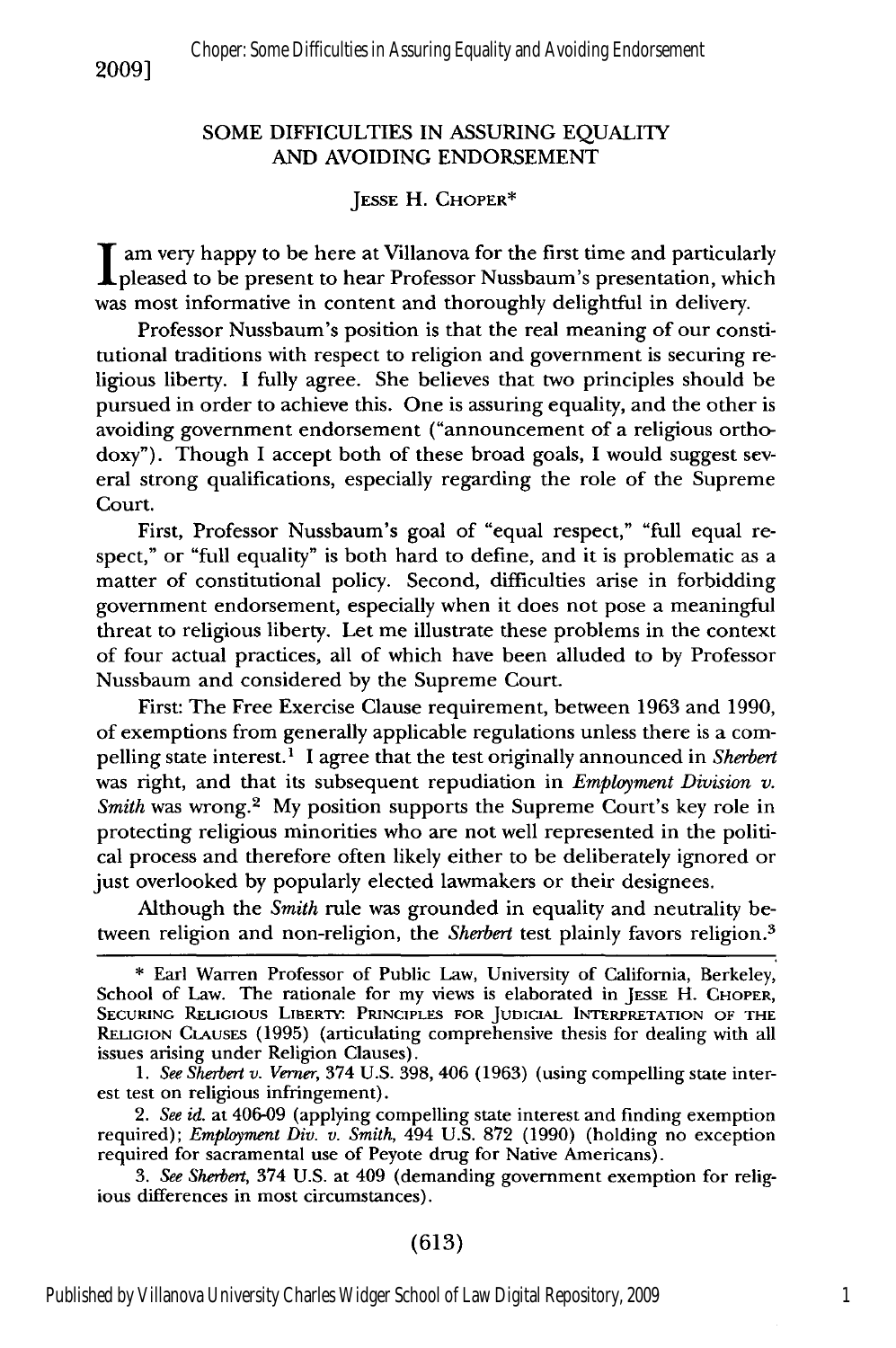## SOME DIFFICULTIES IN ASSURING EQUALITY AND AVOIDING ENDORSEMENT

JESSE H. CHOPER*

I am very happy to be here at Villanova for the first time and particularly pleased to be present to hear Professor Nussbaum's presentation, which was most informative in content and thoroughly delightful in delivery.

Professor Nussbaum's position is that the real meaning of our constitutional traditions with respect to religion and government is securing religious liberty. I fully agree. She believes that two principles should be pursued in order to achieve this. One is assuring equality, and the other is avoiding government endorsement ("announcement of a religious orthodoxy"). Though I accept both of these broad goals, I would suggest several strong qualifications, especially regarding the role of the Supreme Court.

First, Professor Nussbaum's goal of "equal respect," "full equal respect," or "full equality" is both hard to define, and it is problematic as a matter of constitutional policy. Second, difficulties arise in forbidding government endorsement, especially when it does not pose a meaningful threat to religious liberty. Let me illustrate these problems in the context of four actual practices, all of which have been alluded to by Professor Nussbaum and considered by the Supreme Court.

First: The Free Exercise Clause requirement, between 1963 and 1990, of exemptions from generally applicable regulations unless there is a compelling state interest.[1] I agree that the test originally announced in *Sherbert* was right, and that its subsequent repudiation in *Employment Division v. Smith* was wrong.[2] My position supports the Supreme Court's key role in protecting religious minorities who are not well represented in the political process and therefore often likely either to be deliberately ignored or just overlooked by popularly elected lawmakers or their designees.

Although the *Smith* rule was grounded in equality and neutrality between religion and non-religion, the *Sherbert* test plainly favors religion.[3]

---

\* Earl Warren Professor of Public Law, University of California, Berkeley, School of Law. The rationale for my views is elaborated in JESSE H. CHOPER, SECURING RELIGIOUS LIBERTY: PRINCIPLES FOR JUDICIAL INTERPRETATION OF THE RELIGION CLAUSES (1995) (articulating comprehensive thesis for dealing with all issues arising under Religion Clauses).

1. *See Sherbert v. Verner*, 374 U.S. 398, 406 (1963) (using compelling state interest test on religious infringement).

2. *See id.* at 406-09 (applying compelling state interest and finding exemption required); *Employment Div. v. Smith*, 494 U.S. 872 (1990) (holding no exception required for sacramental use of Peyote drug for Native Americans).

3. *See Sherbert*, 374 U.S. at 409 (demanding government exemption for religious differences in most circumstances).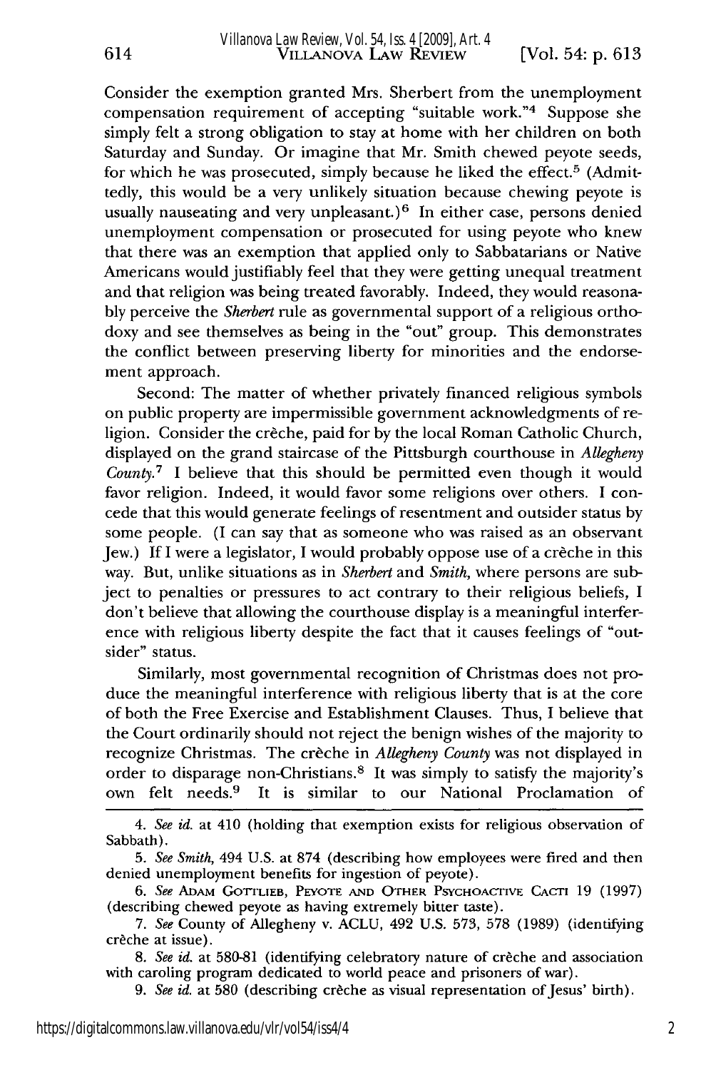Consider the exemption granted Mrs. Sherbert from the unemployment compensation requirement of accepting "suitable work."[4] Suppose she simply felt a strong obligation to stay at home with her children on both Saturday and Sunday. Or imagine that Mr. Smith chewed peyote seeds, for which he was prosecuted, simply because he liked the effect.[5] (Admittedly, this would be a very unlikely situation because chewing peyote is usually nauseating and very unpleasant.)[6] In either case, persons denied unemployment compensation or prosecuted for using peyote who knew that there was an exemption that applied only to Sabbatarians or Native Americans would justifiably feel that they were getting unequal treatment and that religion was being treated favorably. Indeed, they would reasonably perceive the *Sherbert* rule as governmental support of a religious orthodoxy and see themselves as being in the "out" group. This demonstrates the conflict between preserving liberty for minorities and the endorsement approach.

Second: The matter of whether privately financed religious symbols on public property are impermissible government acknowledgments of religion. Consider the crèche, paid for by the local Roman Catholic Church, displayed on the grand staircase of the Pittsburgh courthouse in *Allegheny County*.[7] I believe that this should be permitted even though it would favor religion. Indeed, it would favor some religions over others. I concede that this would generate feelings of resentment and outsider status by some people. (I can say that as someone who was raised as an observant Jew.) If I were a legislator, I would probably oppose use of a crèche in this way. But, unlike situations as in *Sherbert* and *Smith*, where persons are subject to penalties or pressures to act contrary to their religious beliefs, I don't believe that allowing the courthouse display is a meaningful interference with religious liberty despite the fact that it causes feelings of "outsider" status.

Similarly, most governmental recognition of Christmas does not produce the meaningful interference with religious liberty that is at the core of both the Free Exercise and Establishment Clauses. Thus, I believe that the Court ordinarily should not reject the benign wishes of the majority to recognize Christmas. The crèche in *Allegheny County* was not displayed in order to disparage non-Christians.[8] It was simply to satisfy the majority's own felt needs.[9] It is similar to our National Proclamation of

---

4. *See id.* at 410 (holding that exemption exists for religious observation of Sabbath).

5. *See Smith*, 494 U.S. at 874 (describing how employees were fired and then denied unemployment benefits for ingestion of peyote).

6. *See* Adam Gottlieb, Peyote and Other Psychoactive Cacti 19 (1997) (describing chewed peyote as having extremely bitter taste).

7. *See* County of Allegheny v. ACLU, 492 U.S. 573, 578 (1989) (identifying crèche at issue).

8. *See id.* at 580-81 (identifying celebratory nature of crèche and association with caroling program dedicated to world peace and prisoners of war).

9. *See id.* at 580 (describing crèche as visual representation of Jesus' birth).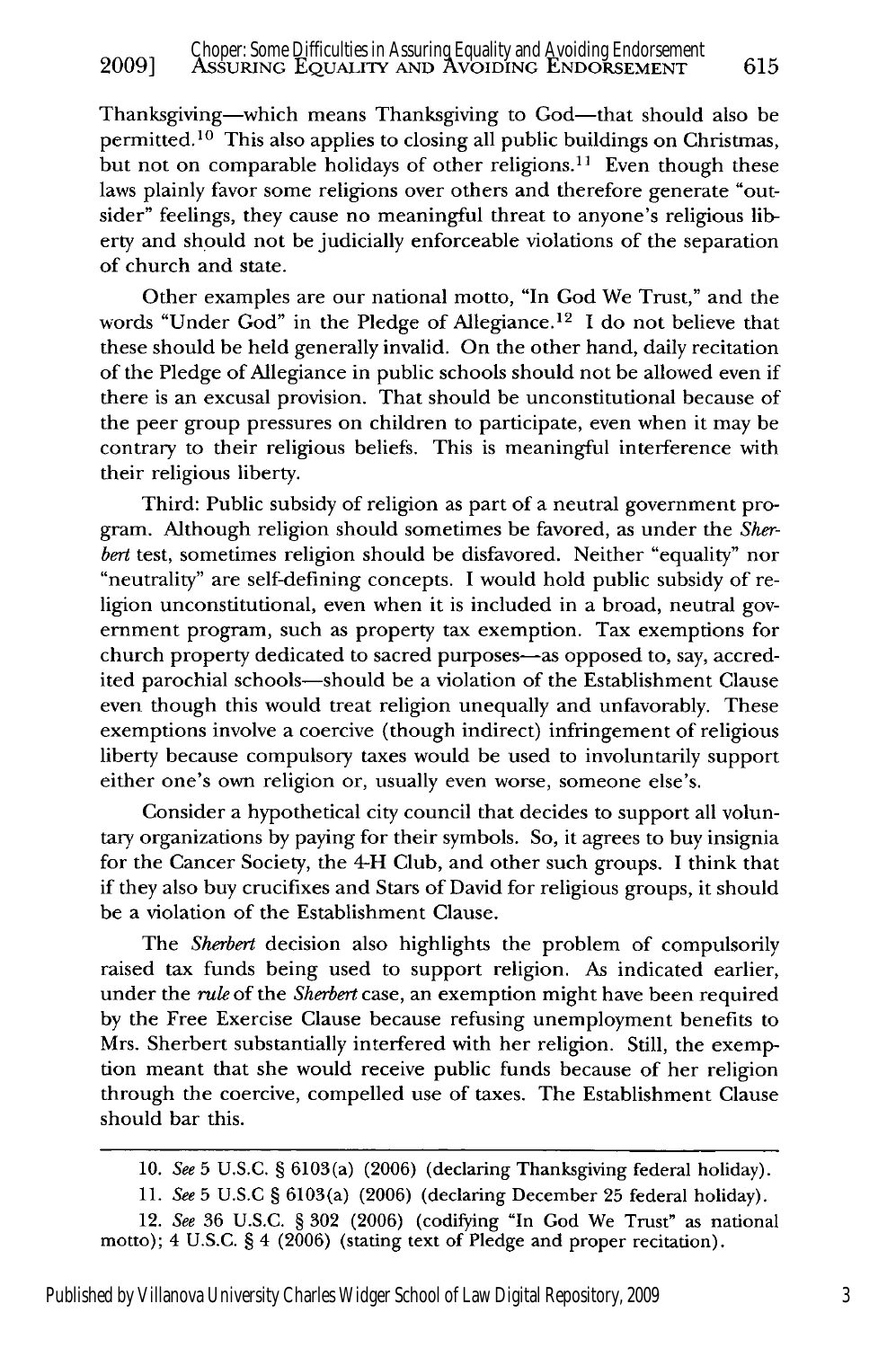Thanksgiving—which means Thanksgiving to God—that should also be permitted.[10] This also applies to closing all public buildings on Christmas, but not on comparable holidays of other religions.[11] Even though these laws plainly favor some religions over others and therefore generate "outsider" feelings, they cause no meaningful threat to anyone's religious liberty and should not be judicially enforceable violations of the separation of church and state.

Other examples are our national motto, "In God We Trust," and the words "Under God" in the Pledge of Allegiance.[12] I do not believe that these should be held generally invalid. On the other hand, daily recitation of the Pledge of Allegiance in public schools should not be allowed even if there is an excusal provision. That should be unconstitutional because of the peer group pressures on children to participate, even when it may be contrary to their religious beliefs. This is meaningful interference with their religious liberty.

Third: Public subsidy of religion as part of a neutral government program. Although religion should sometimes be favored, as under the *Sherbert* test, sometimes religion should be disfavored. Neither "equality" nor "neutrality" are self-defining concepts. I would hold public subsidy of religion unconstitutional, even when it is included in a broad, neutral government program, such as property tax exemption. Tax exemptions for church property dedicated to sacred purposes—as opposed to, say, accredited parochial schools—should be a violation of the Establishment Clause even though this would treat religion unequally and unfavorably. These exemptions involve a coercive (though indirect) infringement of religious liberty because compulsory taxes would be used to involuntarily support either one's own religion or, usually even worse, someone else's.

Consider a hypothetical city council that decides to support all voluntary organizations by paying for their symbols. So, it agrees to buy insignia for the Cancer Society, the 4-H Club, and other such groups. I think that if they also buy crucifixes and Stars of David for religious groups, it should be a violation of the Establishment Clause.

The *Sherbert* decision also highlights the problem of compulsorily raised tax funds being used to support religion. As indicated earlier, under the *rule* of the *Sherbert* case, an exemption might have been required by the Free Exercise Clause because refusing unemployment benefits to Mrs. Sherbert substantially interfered with her religion. Still, the exemption meant that she would receive public funds because of her religion through the coercive, compelled use of taxes. The Establishment Clause should bar this.

---

10. *See* 5 U.S.C. § 6103(a) (2006) (declaring Thanksgiving federal holiday).

11. *See* 5 U.S.C § 6103(a) (2006) (declaring December 25 federal holiday).

12. *See* 36 U.S.C. § 302 (2006) (codifying "In God We Trust" as national motto); 4 U.S.C. § 4 (2006) (stating text of Pledge and proper recitation).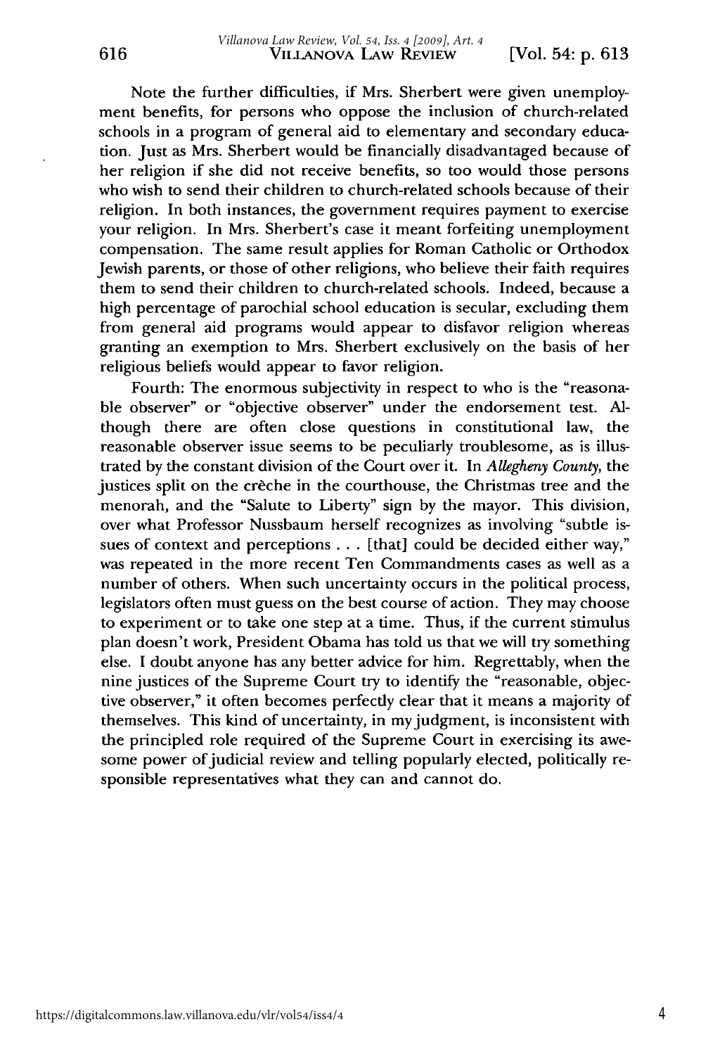Note the further difficulties, if Mrs. Sherbert were given unemployment benefits, for persons who oppose the inclusion of church-related schools in a program of general aid to elementary and secondary education. Just as Mrs. Sherbert would be financially disadvantaged because of her religion if she did not receive benefits, so too would those persons who wish to send their children to church-related schools because of their religion. In both instances, the government requires payment to exercise your religion. In Mrs. Sherbert's case it meant forfeiting unemployment compensation. The same result applies for Roman Catholic or Orthodox Jewish parents, or those of other religions, who believe their faith requires them to send their children to church-related schools. Indeed, because a high percentage of parochial school education is secular, excluding them from general aid programs would appear to disfavor religion whereas granting an exemption to Mrs. Sherbert exclusively on the basis of her religious beliefs would appear to favor religion.

Fourth: The enormous subjectivity in respect to who is the "reasonable observer" or "objective observer" under the endorsement test. Although there are often close questions in constitutional law, the reasonable observer issue seems to be peculiarly troublesome, as is illustrated by the constant division of the Court over it. In *Allegheny County*, the justices split on the crèche in the courthouse, the Christmas tree and the menorah, and the "Salute to Liberty" sign by the mayor. This division, over what Professor Nussbaum herself recognizes as involving "subtle issues of context and perceptions . . . [that] could be decided either way," was repeated in the more recent Ten Commandments cases as well as a number of others. When such uncertainty occurs in the political process, legislators often must guess on the best course of action. They may choose to experiment or to take one step at a time. Thus, if the current stimulus plan doesn't work, President Obama has told us that we will try something else. I doubt anyone has any better advice for him. Regrettably, when the nine justices of the Supreme Court try to identify the "reasonable, objective observer," it often becomes perfectly clear that it means a majority of themselves. This kind of uncertainty, in my judgment, is inconsistent with the principled role required of the Supreme Court in exercising its awesome power of judicial review and telling popularly elected, politically responsible representatives what they can and cannot do.